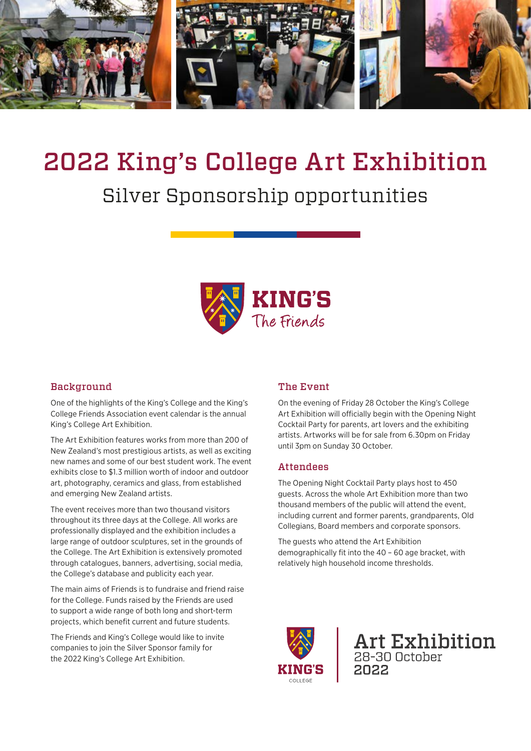# 2022 King's College Art Exhibition

## Silver Sponsorship opportunities

KING'S
The Friends

### Background

One of the highlights of the King's College and the King's College Friends Association event calendar is the annual King's College Art Exhibition.

The Art Exhibition features works from more than 200 of New Zealand's most prestigious artists, as well as exciting new names and some of our best student work. The event exhibits close to $1.3 million worth of indoor and outdoor art, photography, ceramics and glass, from established and emerging New Zealand artists.

The event receives more than two thousand visitors throughout its three days at the College. All works are professionally displayed and the exhibition includes a large range of outdoor sculptures, set in the grounds of the College. The Art Exhibition is extensively promoted through catalogues, banners, advertising, social media, the College's database and publicity each year.

The main aims of Friends is to fundraise and friend raise for the College. Funds raised by the Friends are used to support a wide range of both long and short-term projects, which benefit current and future students.

The Friends and King's College would like to invite companies to join the Silver Sponsor family for the 2022 King's College Art Exhibition.

### The Event

On the evening of Friday 28 October the King's College Art Exhibition will officially begin with the Opening Night Cocktail Party for parents, art lovers and the exhibiting artists. Artworks will be for sale from 6.30pm on Friday until 3pm on Sunday 30 October.

### Attendees

The Opening Night Cocktail Party plays host to 450 guests. Across the whole Art Exhibition more than two thousand members of the public will attend the event, including current and former parents, grandparents, Old Collegians, Board members and corporate sponsors.

The guests who attend the Art Exhibition demographically fit into the 40 – 60 age bracket, with relatively high household income thresholds.

KING'S COLLEGE

**Art Exhibition**
28-30 October
2022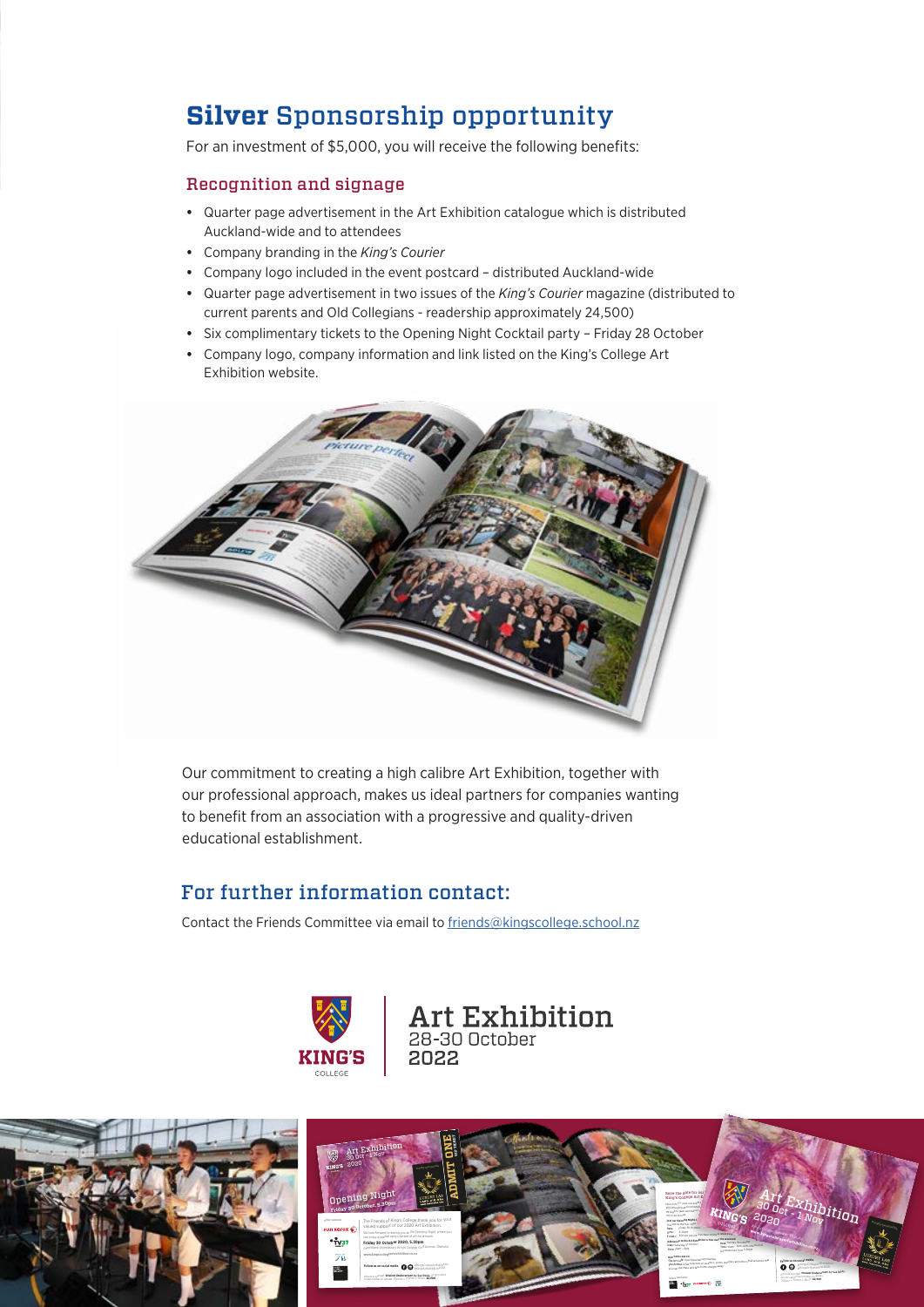# **Silver** Sponsorship opportunity

For an investment of $5,000, you will receive the following benefits:

## Recognition and signage

- Quarter page advertisement in the Art Exhibition catalogue which is distributed Auckland-wide and to attendees
- Company branding in the *King's Courier*
- Company logo included in the event postcard – distributed Auckland-wide
- Quarter page advertisement in two issues of the *King's Courier* magazine (distributed to current parents and Old Collegians - readership approximately 24,500)
- Six complimentary tickets to the Opening Night Cocktail party – Friday 28 October
- Company logo, company information and link listed on the King's College Art Exhibition website.

Our commitment to creating a high calibre Art Exhibition, together with our professional approach, makes us ideal partners for companies wanting to benefit from an association with a progressive and quality-driven educational establishment.

## For further information contact:

Contact the Friends Committee via email to friends@kingscollege.school.nz

KING'S COLLEGE

Art Exhibition
28-30 October
2022